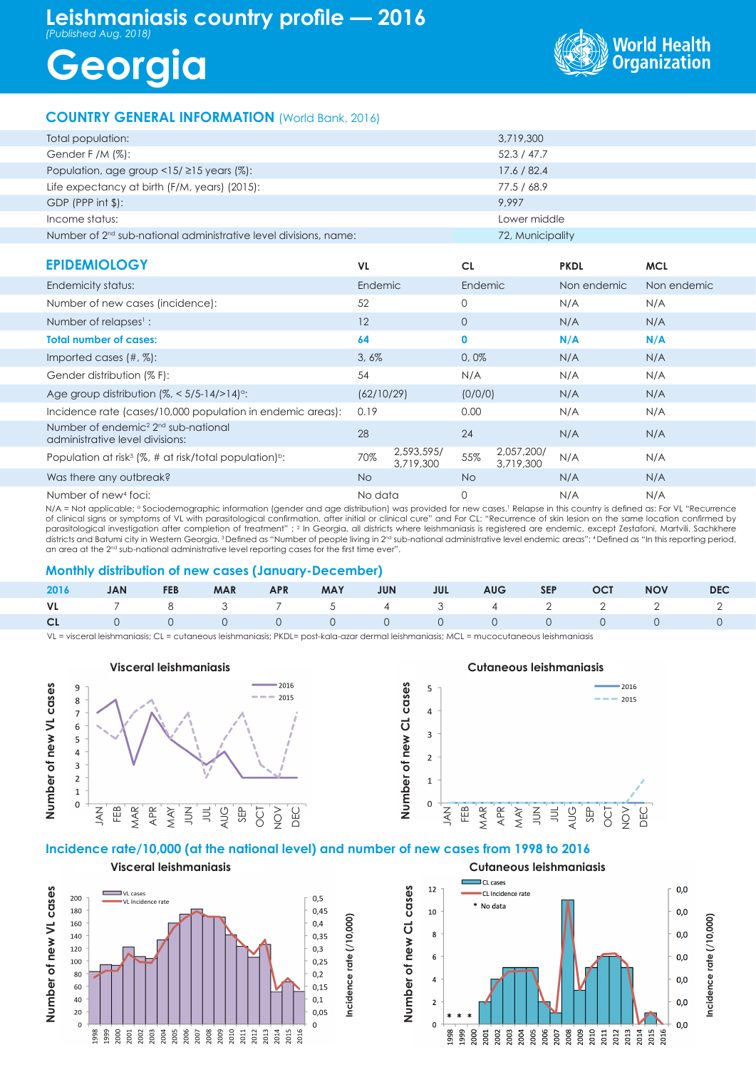# Leishmaniasis country profile — 2016

*(Published Aug. 2018)*

# Georgia

World Health Organization

## COUNTRY GENERAL INFORMATION (World Bank, 2016)

| | |
|---|---|
| Total population: | 3,719,300 |
| Gender F /M (%): | 52.3 / 47.7 |
| Population, age group <15/ ≥15 years (%): | 17.6 / 82.4 |
| Life expectancy at birth (F/M, years) (2015): | 77.5 / 68.9 |
| GDP (PPP int $): | 9,997 |
| Income status: | Lower middle |
| Number of 2nd sub-national administrative level divisions, name: | 72, Municipality |

## EPIDEMIOLOGY

| | VL | | CL | | PKDL | MCL |
|---|---|---|---|---|---|---|
| Endemicity status: | Endemic | | Endemic | | Non endemic | Non endemic |
| Number of new cases (incidence): | 52 | | 0 | | N/A | N/A |
| Number of relapses[1] : | 12 | | 0 | | N/A | N/A |
| **Total number of cases:** | **64** | | **0** | | **N/A** | **N/A** |
| Imported cases (#, %): | 3, 6% | | 0, 0% | | N/A | N/A |
| Gender distribution (% F): | 54 | | N/A | | N/A | N/A |
| Age group distribution (%, < 5/5-14/>14)[a]: | (62/10/29) | | (0/0/0) | | N/A | N/A |
| Incidence rate (cases/10,000 population in endemic areas): | 0.19 | | 0.00 | | N/A | N/A |
| Number of endemic[2] 2nd sub-national administrative level divisions: | 28 | | 24 | | N/A | N/A |
| Population at risk[3] (%, # at risk/total population)[b]: | 70% | 2,593,595/ 3,719,300 | 55% | 2,057,200/ 3,719,300 | N/A | N/A |
| Was there any outbreak? | No | | No | | N/A | N/A |
| Number of new[4] foci: | No data | | 0 | | N/A | N/A |

N/A = Not applicable; [a] Sociodemographic information (gender and age distribution) was provided for new cases.[1] Relapse in this country is defined as: For VL "Recurrence of clinical signs or symptoms of VL with parasitological confirmation, after initial or clinical cure" and For CL: "Recurrence of skin lesion on the same location confirmed by parasitological investigation after completion of treatment" ; [2] In Georgia, all districts where leishmaniasis is registered are endemic, except Zestafoni, Martvili, Sachkhere districts and Batumi city in Western Georgia. [3] Defined as "Number of people living in 2nd sub-national administrative level endemic areas"; [4] Defined as "In this reporting period, an area at the 2nd sub-national administrative level reporting cases for the first time ever".

## Monthly distribution of new cases (January-December)

| 2016 | JAN | FEB | MAR | APR | MAY | JUN | JUL | AUG | SEP | OCT | NOV | DEC |
|---|---|---|---|---|---|---|---|---|---|---|---|---|
| VL | 7 | 8 | 3 | 7 | 5 | 4 | 3 | 4 | 2 | 2 | 2 | 2 |
| CL | 0 | 0 | 0 | 0 | 0 | 0 | 0 | 0 | 0 | 0 | 0 | 0 |

VL = visceral leishmaniasis; CL = cutaneous leishmaniasis; PKDL= post-kala-azar dermal leishmaniasis; MCL = mucocutaneous leishmaniasis

### Visceral leishmaniasis

### Cutaneous leishmaniasis

## Incidence rate/10,000 (at the national level) and number of new cases from 1998 to 2016

### Visceral leishmaniasis

### Cutaneous leishmaniasis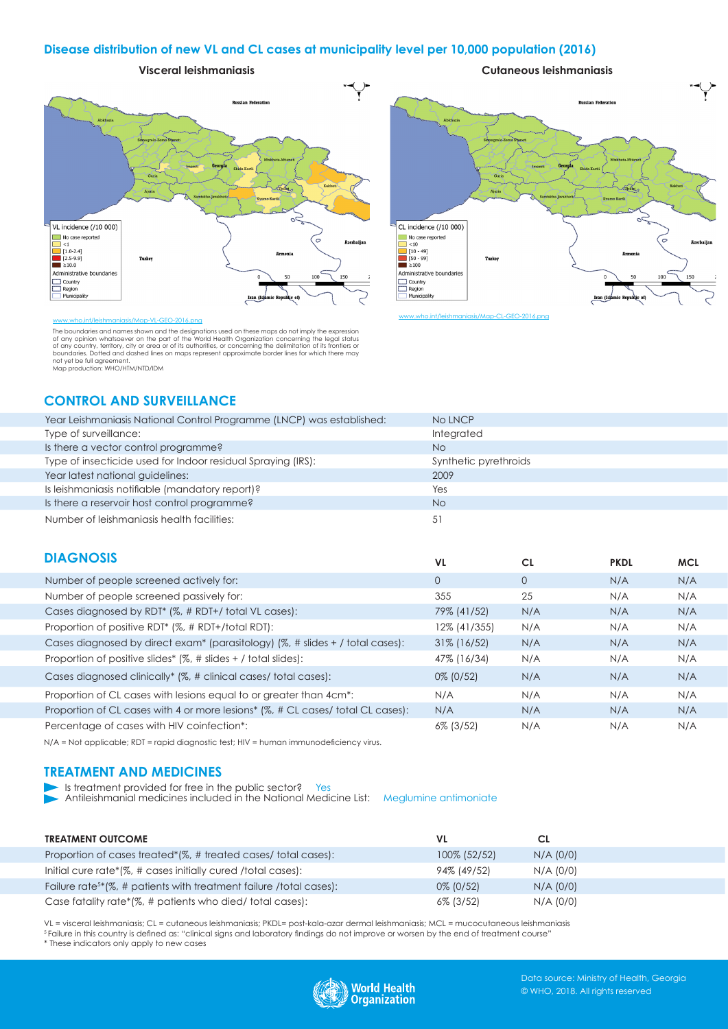## Disease distribution of new VL and CL cases at municipality level per 10,000 population (2016)

### Visceral leishmaniasis

Russian Federation
Abkhazia
Samegrelo-Zemo Svaneti
Imereti
Georgia
Shida Kartli
Mtskheta-Mtianeti
Kakheti
Guria
Tbilisi
Ajaria
Samtskhe-Javakheti
Kvemo Kartli
Azerbaijan
Armenia
Turkey
Iran (Islamic Republic of)
0 50 100 150

VL incidence (/10 000)
No case reported
<1
[1.0-2.4]
[2.5-9.9]
≥10.0
Administrative boundaries
Country
Region
Municipality

www.who.int/leishmaniasis/Map-VL-GEO-2016.png

### Cutaneous leishmaniasis

Russian Federation
Abkhazia
Samegrelo-Zemo Svaneti
Imereti
Georgia
Shida Kartli
Mtskheta-Mtianeti
Kakheti
Guria
Tbilisi
Ajaria
Samtskhe-Javakheti
Kvemo Kartli
Azerbaijan
Armenia
Turkey
Iran (Islamic Republic of)
0 50 100 150

CL incidence (/10 000)
No case reported
<10
[10 - 49]
[50 - 99]
≥100
Administrative boundaries
Country
Region
Municipality

www.who.int/leishmaniasis/Map-CL-GEO-2016.png

The boundaries and names shown and the designations used on these maps do not imply the expression of any opinion whatsoever on the part of the World Health Organization concerning the legal status of any country, territory, city or area or of its authorities, or concerning the delimitation of its frontiers or boundaries. Dotted and dashed lines on maps represent approximate border lines for which there may not yet be full agreement.
Map production: WHO/HTM/NTD/IDM

## CONTROL AND SURVEILLANCE

| | |
|---|---|
| Year Leishmaniasis National Control Programme (LNCP) was established: | No LNCP |
| Type of surveillance: | Integrated |
| Is there a vector control programme? | No |
| Type of insecticide used for Indoor residual Spraying (IRS): | Synthetic pyrethroids |
| Year latest national guidelines: | 2009 |
| Is leishmaniasis notifiable (mandatory report)? | Yes |
| Is there a reservoir host control programme? | No |
| Number of leishmaniasis health facilities: | 51 |

## DIAGNOSIS

| | VL | CL | PKDL | MCL |
|---|---|---|---|---|
| Number of people screened actively for: | 0 | 0 | N/A | N/A |
| Number of people screened passively for: | 355 | 25 | N/A | N/A |
| Cases diagnosed by RDT* (%, # RDT+/ total VL cases): | 79% (41/52) | N/A | N/A | N/A |
| Proportion of positive RDT* (%, # RDT+/total RDT): | 12% (41/355) | N/A | N/A | N/A |
| Cases diagnosed by direct exam* (parasitology) (%, # slides + / total cases): | 31% (16/52) | N/A | N/A | N/A |
| Proportion of positive slides* (%, # slides + / total slides): | 47% (16/34) | N/A | N/A | N/A |
| Cases diagnosed clinically* (%, # clinical cases/ total cases): | 0% (0/52) | N/A | N/A | N/A |
| Proportion of CL cases with lesions equal to or greater than 4cm*: | N/A | N/A | N/A | N/A |
| Proportion of CL cases with 4 or more lesions* (%, # CL cases/ total CL cases): | N/A | N/A | N/A | N/A |
| Percentage of cases with HIV coinfection*: | 6% (3/52) | N/A | N/A | N/A |

N/A = Not applicable; RDT = rapid diagnostic test; HIV = human immunodeficiency virus.

## TREATMENT AND MEDICINES

- Is treatment provided for free in the public sector? Yes
- Antileishmanial medicines included in the National Medicine List: Meglumine antimoniate

| TREATMENT OUTCOME | VL | CL |
|---|---|---|
| Proportion of cases treated*(%, # treated cases/ total cases): | 100% (52/52) | N/A (0/0) |
| Initial cure rate*(%, # cases initially cured /total cases): | 94% (49/52) | N/A (0/0) |
| Failure rate[5]*(%, # patients with treatment failure /total cases): | 0% (0/52) | N/A (0/0) |
| Case fatality rate*(%, # patients who died/ total cases): | 6% (3/52) | N/A (0/0) |

VL = visceral leishmaniasis; CL = cutaneous leishmaniasis; PKDL= post-kala-azar dermal leishmaniasis; MCL = mucocutaneous leishmaniasis
[5] Failure in this country is defined as: "clinical signs and laboratory findings do not improve or worsen by the end of treatment course"
* These indicators only apply to new cases

World Health Organization

Data source: Ministry of Health, Georgia
© WHO, 2018. All rights reserved